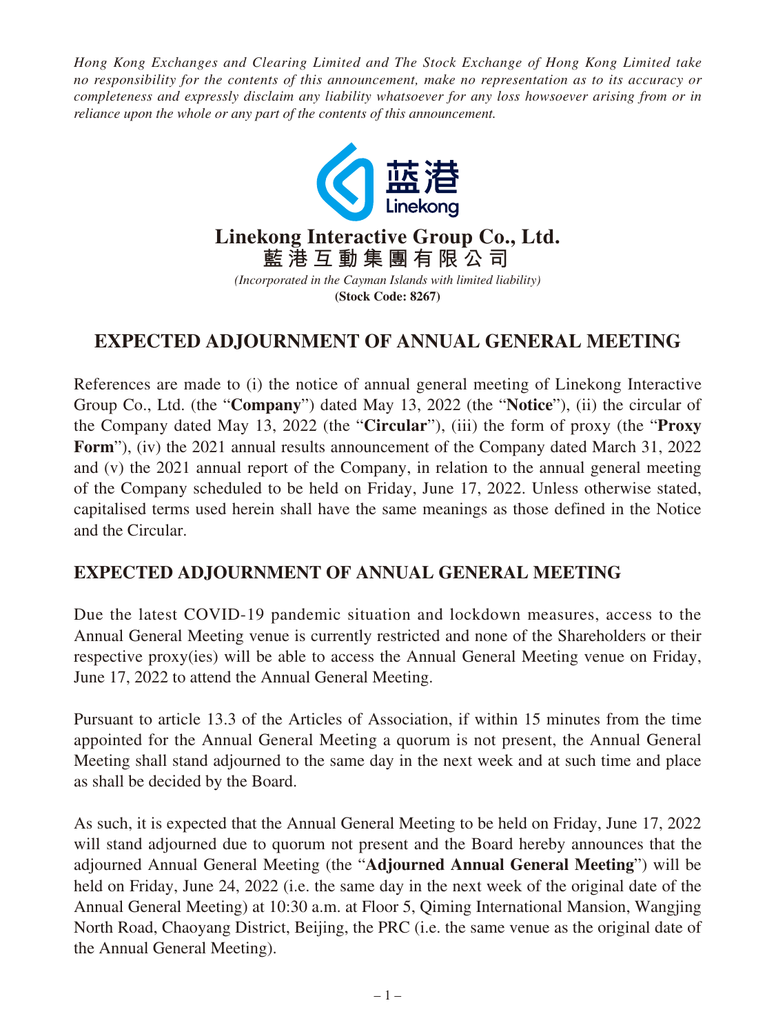*Hong Kong Exchanges and Clearing Limited and The Stock Exchange of Hong Kong Limited take no responsibility for the contents of this announcement, make no representation as to its accuracy or completeness and expressly disclaim any liability whatsoever for any loss howsoever arising from or in reliance upon the whole or any part of the contents of this announcement.*

蓝港 Linekong

# Linekong Interactive Group Co., Ltd.
# 藍港互動集團有限公司

*(Incorporated in the Cayman Islands with limited liability)*
**(Stock Code: 8267)**

# EXPECTED ADJOURNMENT OF ANNUAL GENERAL MEETING

References are made to (i) the notice of annual general meeting of Linekong Interactive Group Co., Ltd. (the "**Company**") dated May 13, 2022 (the "**Notice**"), (ii) the circular of the Company dated May 13, 2022 (the "**Circular**"), (iii) the form of proxy (the "**Proxy Form**"), (iv) the 2021 annual results announcement of the Company dated March 31, 2022 and (v) the 2021 annual report of the Company, in relation to the annual general meeting of the Company scheduled to be held on Friday, June 17, 2022. Unless otherwise stated, capitalised terms used herein shall have the same meanings as those defined in the Notice and the Circular.

## EXPECTED ADJOURNMENT OF ANNUAL GENERAL MEETING

Due the latest COVID-19 pandemic situation and lockdown measures, access to the Annual General Meeting venue is currently restricted and none of the Shareholders or their respective proxy(ies) will be able to access the Annual General Meeting venue on Friday, June 17, 2022 to attend the Annual General Meeting.

Pursuant to article 13.3 of the Articles of Association, if within 15 minutes from the time appointed for the Annual General Meeting a quorum is not present, the Annual General Meeting shall stand adjourned to the same day in the next week and at such time and place as shall be decided by the Board.

As such, it is expected that the Annual General Meeting to be held on Friday, June 17, 2022 will stand adjourned due to quorum not present and the Board hereby announces that the adjourned Annual General Meeting (the "**Adjourned Annual General Meeting**") will be held on Friday, June 24, 2022 (i.e. the same day in the next week of the original date of the Annual General Meeting) at 10:30 a.m. at Floor 5, Qiming International Mansion, Wangjing North Road, Chaoyang District, Beijing, the PRC (i.e. the same venue as the original date of the Annual General Meeting).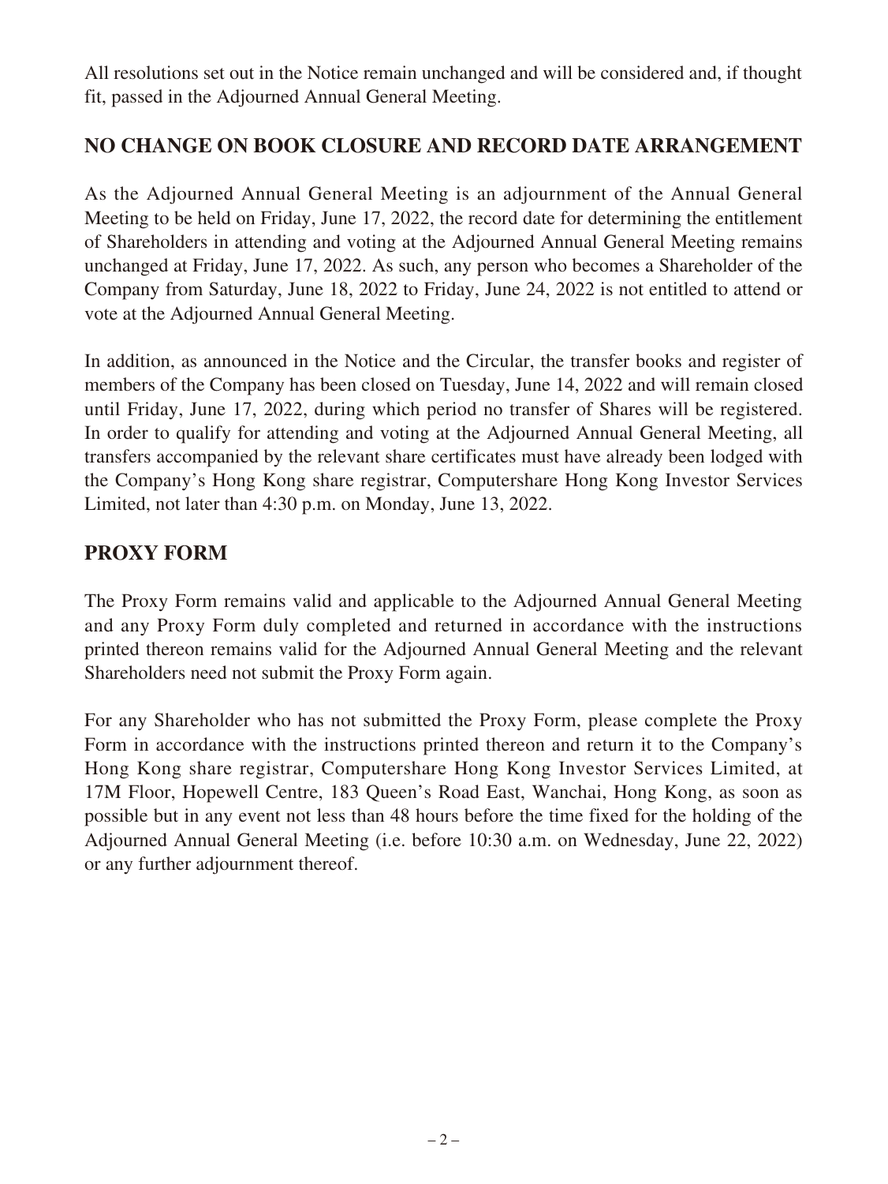All resolutions set out in the Notice remain unchanged and will be considered and, if thought fit, passed in the Adjourned Annual General Meeting.

## NO CHANGE ON BOOK CLOSURE AND RECORD DATE ARRANGEMENT

As the Adjourned Annual General Meeting is an adjournment of the Annual General Meeting to be held on Friday, June 17, 2022, the record date for determining the entitlement of Shareholders in attending and voting at the Adjourned Annual General Meeting remains unchanged at Friday, June 17, 2022. As such, any person who becomes a Shareholder of the Company from Saturday, June 18, 2022 to Friday, June 24, 2022 is not entitled to attend or vote at the Adjourned Annual General Meeting.

In addition, as announced in the Notice and the Circular, the transfer books and register of members of the Company has been closed on Tuesday, June 14, 2022 and will remain closed until Friday, June 17, 2022, during which period no transfer of Shares will be registered. In order to qualify for attending and voting at the Adjourned Annual General Meeting, all transfers accompanied by the relevant share certificates must have already been lodged with the Company's Hong Kong share registrar, Computershare Hong Kong Investor Services Limited, not later than 4:30 p.m. on Monday, June 13, 2022.

## PROXY FORM

The Proxy Form remains valid and applicable to the Adjourned Annual General Meeting and any Proxy Form duly completed and returned in accordance with the instructions printed thereon remains valid for the Adjourned Annual General Meeting and the relevant Shareholders need not submit the Proxy Form again.

For any Shareholder who has not submitted the Proxy Form, please complete the Proxy Form in accordance with the instructions printed thereon and return it to the Company's Hong Kong share registrar, Computershare Hong Kong Investor Services Limited, at 17M Floor, Hopewell Centre, 183 Queen's Road East, Wanchai, Hong Kong, as soon as possible but in any event not less than 48 hours before the time fixed for the holding of the Adjourned Annual General Meeting (i.e. before 10:30 a.m. on Wednesday, June 22, 2022) or any further adjournment thereof.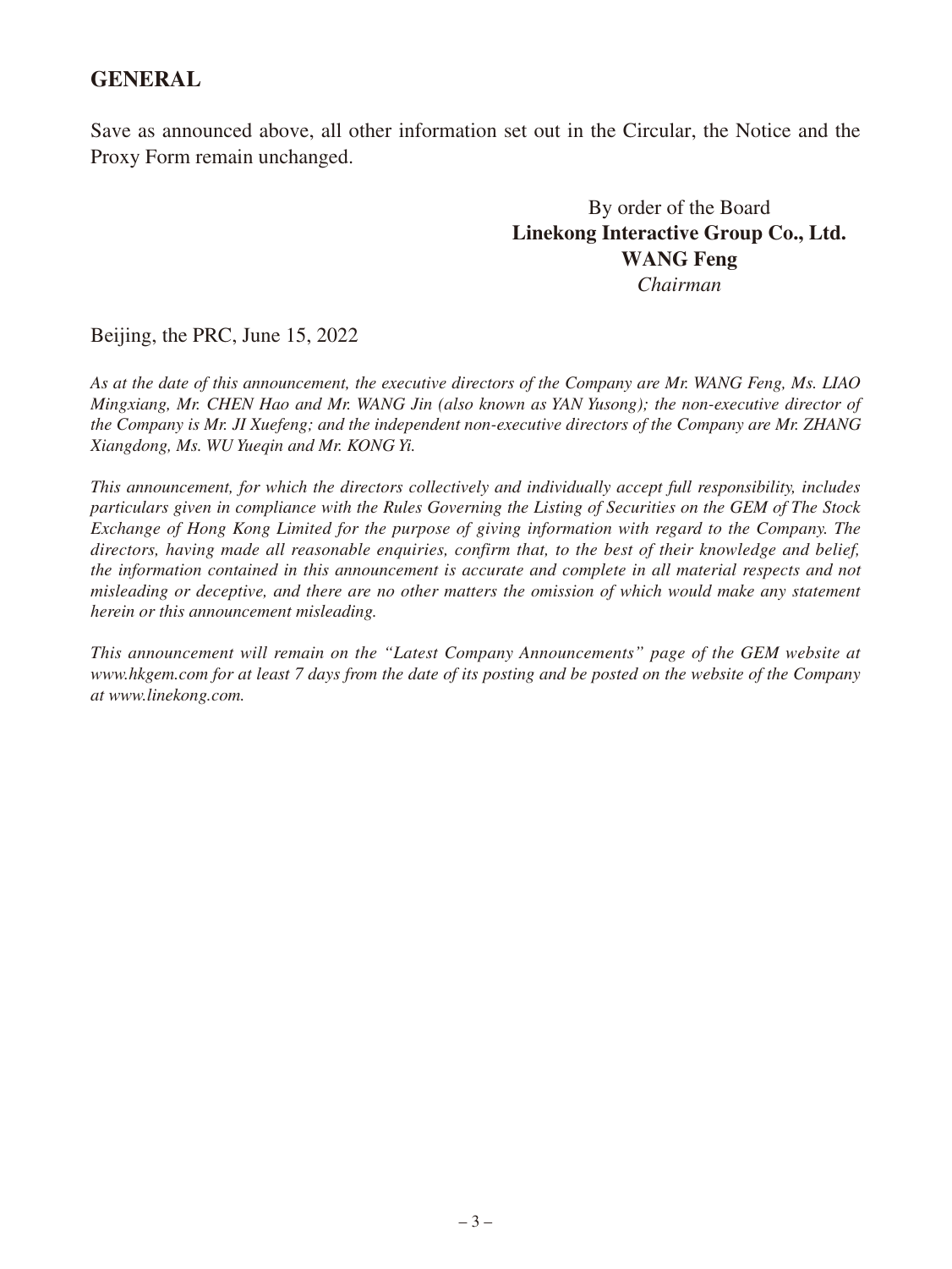## GENERAL

Save as announced above, all other information set out in the Circular, the Notice and the Proxy Form remain unchanged.

By order of the Board
**Linekong Interactive Group Co., Ltd.**
**WANG Feng**
*Chairman*

Beijing, the PRC, June 15, 2022

*As at the date of this announcement, the executive directors of the Company are Mr. WANG Feng, Ms. LIAO Mingxiang, Mr. CHEN Hao and Mr. WANG Jin (also known as YAN Yusong); the non-executive director of the Company is Mr. JI Xuefeng; and the independent non-executive directors of the Company are Mr. ZHANG Xiangdong, Ms. WU Yueqin and Mr. KONG Yi.*

*This announcement, for which the directors collectively and individually accept full responsibility, includes particulars given in compliance with the Rules Governing the Listing of Securities on the GEM of The Stock Exchange of Hong Kong Limited for the purpose of giving information with regard to the Company. The directors, having made all reasonable enquiries, confirm that, to the best of their knowledge and belief, the information contained in this announcement is accurate and complete in all material respects and not misleading or deceptive, and there are no other matters the omission of which would make any statement herein or this announcement misleading.*

*This announcement will remain on the "Latest Company Announcements" page of the GEM website at www.hkgem.com for at least 7 days from the date of its posting and be posted on the website of the Company at www.linekong.com.*